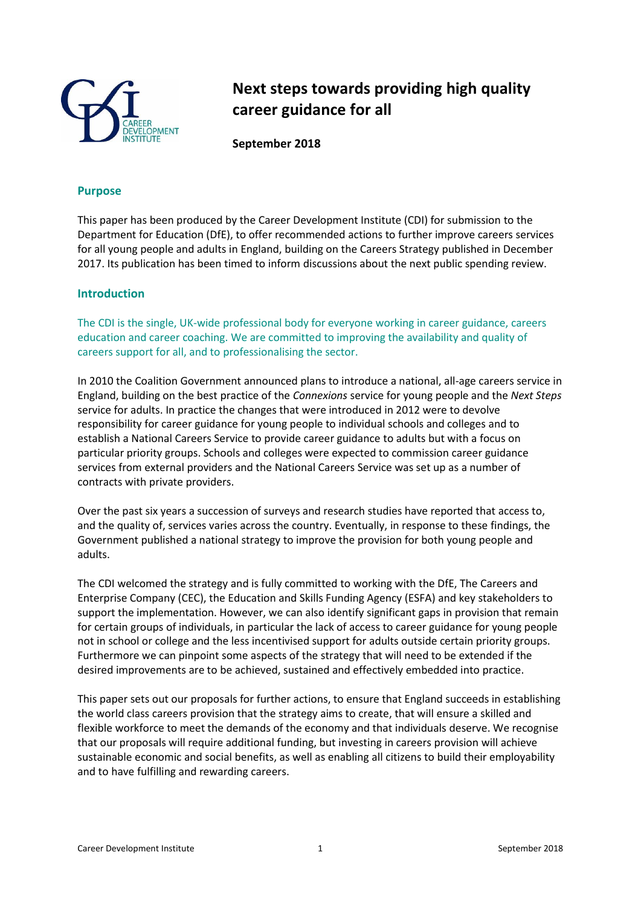# Next steps towards providing high quality career guidance for all

**September 2018**

## Purpose

This paper has been produced by the Career Development Institute (CDI) for submission to the Department for Education (DfE), to offer recommended actions to further improve careers services for all young people and adults in England, building on the Careers Strategy published in December 2017. Its publication has been timed to inform discussions about the next public spending review.

## Introduction

The CDI is the single, UK-wide professional body for everyone working in career guidance, careers education and career coaching. We are committed to improving the availability and quality of careers support for all, and to professionalising the sector.

In 2010 the Coalition Government announced plans to introduce a national, all-age careers service in England, building on the best practice of the *Connexions* service for young people and the *Next Steps* service for adults. In practice the changes that were introduced in 2012 were to devolve responsibility for career guidance for young people to individual schools and colleges and to establish a National Careers Service to provide career guidance to adults but with a focus on particular priority groups. Schools and colleges were expected to commission career guidance services from external providers and the National Careers Service was set up as a number of contracts with private providers.

Over the past six years a succession of surveys and research studies have reported that access to, and the quality of, services varies across the country. Eventually, in response to these findings, the Government published a national strategy to improve the provision for both young people and adults.

The CDI welcomed the strategy and is fully committed to working with the DfE, The Careers and Enterprise Company (CEC), the Education and Skills Funding Agency (ESFA) and key stakeholders to support the implementation. However, we can also identify significant gaps in provision that remain for certain groups of individuals, in particular the lack of access to career guidance for young people not in school or college and the less incentivised support for adults outside certain priority groups. Furthermore we can pinpoint some aspects of the strategy that will need to be extended if the desired improvements are to be achieved, sustained and effectively embedded into practice.

This paper sets out our proposals for further actions, to ensure that England succeeds in establishing the world class careers provision that the strategy aims to create, that will ensure a skilled and flexible workforce to meet the demands of the economy and that individuals deserve. We recognise that our proposals will require additional funding, but investing in careers provision will achieve sustainable economic and social benefits, as well as enabling all citizens to build their employability and to have fulfilling and rewarding careers.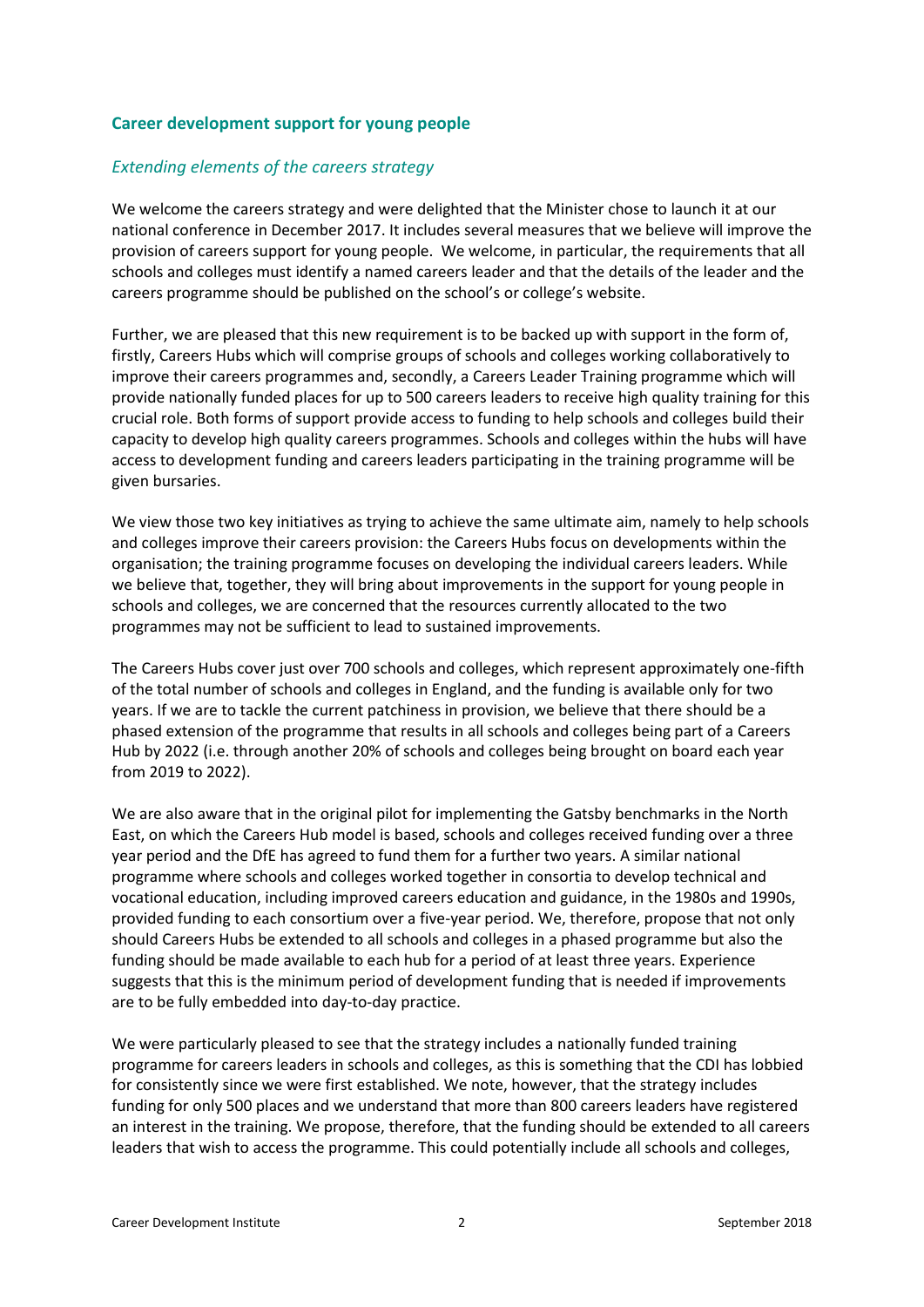## Career development support for young people

### *Extending elements of the careers strategy*

We welcome the careers strategy and were delighted that the Minister chose to launch it at our national conference in December 2017. It includes several measures that we believe will improve the provision of careers support for young people. We welcome, in particular, the requirements that all schools and colleges must identify a named careers leader and that the details of the leader and the careers programme should be published on the school's or college's website.

Further, we are pleased that this new requirement is to be backed up with support in the form of, firstly, Careers Hubs which will comprise groups of schools and colleges working collaboratively to improve their careers programmes and, secondly, a Careers Leader Training programme which will provide nationally funded places for up to 500 careers leaders to receive high quality training for this crucial role. Both forms of support provide access to funding to help schools and colleges build their capacity to develop high quality careers programmes. Schools and colleges within the hubs will have access to development funding and careers leaders participating in the training programme will be given bursaries.

We view those two key initiatives as trying to achieve the same ultimate aim, namely to help schools and colleges improve their careers provision: the Careers Hubs focus on developments within the organisation; the training programme focuses on developing the individual careers leaders. While we believe that, together, they will bring about improvements in the support for young people in schools and colleges, we are concerned that the resources currently allocated to the two programmes may not be sufficient to lead to sustained improvements.

The Careers Hubs cover just over 700 schools and colleges, which represent approximately one-fifth of the total number of schools and colleges in England, and the funding is available only for two years. If we are to tackle the current patchiness in provision, we believe that there should be a phased extension of the programme that results in all schools and colleges being part of a Careers Hub by 2022 (i.e. through another 20% of schools and colleges being brought on board each year from 2019 to 2022).

We are also aware that in the original pilot for implementing the Gatsby benchmarks in the North East, on which the Careers Hub model is based, schools and colleges received funding over a three year period and the DfE has agreed to fund them for a further two years. A similar national programme where schools and colleges worked together in consortia to develop technical and vocational education, including improved careers education and guidance, in the 1980s and 1990s, provided funding to each consortium over a five-year period. We, therefore, propose that not only should Careers Hubs be extended to all schools and colleges in a phased programme but also the funding should be made available to each hub for a period of at least three years. Experience suggests that this is the minimum period of development funding that is needed if improvements are to be fully embedded into day-to-day practice.

We were particularly pleased to see that the strategy includes a nationally funded training programme for careers leaders in schools and colleges, as this is something that the CDI has lobbied for consistently since we were first established. We note, however, that the strategy includes funding for only 500 places and we understand that more than 800 careers leaders have registered an interest in the training. We propose, therefore, that the funding should be extended to all careers leaders that wish to access the programme. This could potentially include all schools and colleges,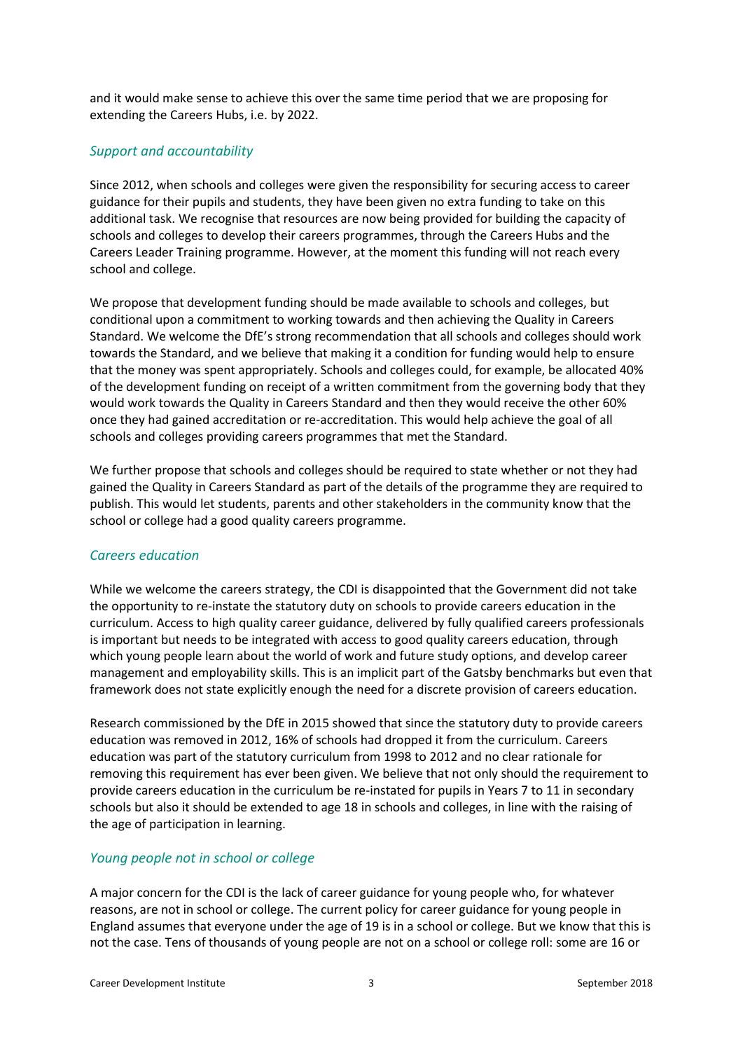and it would make sense to achieve this over the same time period that we are proposing for extending the Careers Hubs, i.e. by 2022.

### *Support and accountability*

Since 2012, when schools and colleges were given the responsibility for securing access to career guidance for their pupils and students, they have been given no extra funding to take on this additional task. We recognise that resources are now being provided for building the capacity of schools and colleges to develop their careers programmes, through the Careers Hubs and the Careers Leader Training programme. However, at the moment this funding will not reach every school and college.

We propose that development funding should be made available to schools and colleges, but conditional upon a commitment to working towards and then achieving the Quality in Careers Standard. We welcome the DfE's strong recommendation that all schools and colleges should work towards the Standard, and we believe that making it a condition for funding would help to ensure that the money was spent appropriately. Schools and colleges could, for example, be allocated 40% of the development funding on receipt of a written commitment from the governing body that they would work towards the Quality in Careers Standard and then they would receive the other 60% once they had gained accreditation or re-accreditation. This would help achieve the goal of all schools and colleges providing careers programmes that met the Standard.

We further propose that schools and colleges should be required to state whether or not they had gained the Quality in Careers Standard as part of the details of the programme they are required to publish. This would let students, parents and other stakeholders in the community know that the school or college had a good quality careers programme.

### *Careers education*

While we welcome the careers strategy, the CDI is disappointed that the Government did not take the opportunity to re-instate the statutory duty on schools to provide careers education in the curriculum. Access to high quality career guidance, delivered by fully qualified careers professionals is important but needs to be integrated with access to good quality careers education, through which young people learn about the world of work and future study options, and develop career management and employability skills. This is an implicit part of the Gatsby benchmarks but even that framework does not state explicitly enough the need for a discrete provision of careers education.

Research commissioned by the DfE in 2015 showed that since the statutory duty to provide careers education was removed in 2012, 16% of schools had dropped it from the curriculum. Careers education was part of the statutory curriculum from 1998 to 2012 and no clear rationale for removing this requirement has ever been given. We believe that not only should the requirement to provide careers education in the curriculum be re-instated for pupils in Years 7 to 11 in secondary schools but also it should be extended to age 18 in schools and colleges, in line with the raising of the age of participation in learning.

### *Young people not in school or college*

A major concern for the CDI is the lack of career guidance for young people who, for whatever reasons, are not in school or college. The current policy for career guidance for young people in England assumes that everyone under the age of 19 is in a school or college. But we know that this is not the case. Tens of thousands of young people are not on a school or college roll: some are 16 or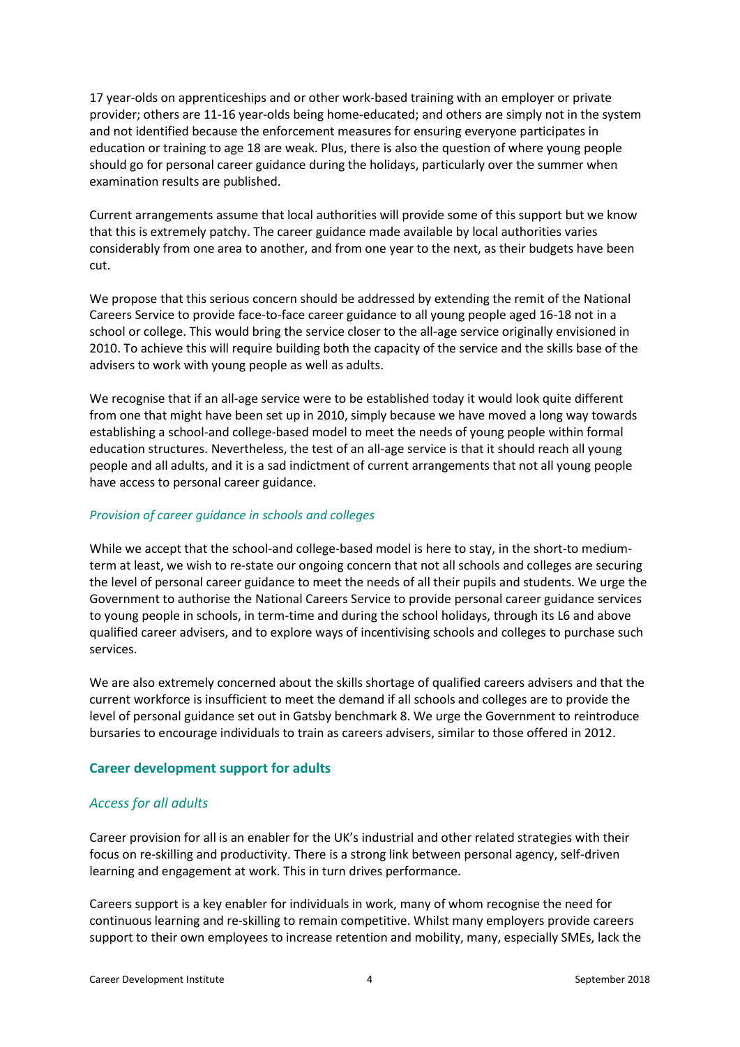17 year-olds on apprenticeships and or other work-based training with an employer or private provider; others are 11-16 year-olds being home-educated; and others are simply not in the system and not identified because the enforcement measures for ensuring everyone participates in education or training to age 18 are weak. Plus, there is also the question of where young people should go for personal career guidance during the holidays, particularly over the summer when examination results are published.

Current arrangements assume that local authorities will provide some of this support but we know that this is extremely patchy. The career guidance made available by local authorities varies considerably from one area to another, and from one year to the next, as their budgets have been cut.

We propose that this serious concern should be addressed by extending the remit of the National Careers Service to provide face-to-face career guidance to all young people aged 16-18 not in a school or college. This would bring the service closer to the all-age service originally envisioned in 2010. To achieve this will require building both the capacity of the service and the skills base of the advisers to work with young people as well as adults.

We recognise that if an all-age service were to be established today it would look quite different from one that might have been set up in 2010, simply because we have moved a long way towards establishing a school-and college-based model to meet the needs of young people within formal education structures. Nevertheless, the test of an all-age service is that it should reach all young people and all adults, and it is a sad indictment of current arrangements that not all young people have access to personal career guidance.

### *Provision of career guidance in schools and colleges*

While we accept that the school-and college-based model is here to stay, in the short-to medium-term at least, we wish to re-state our ongoing concern that not all schools and colleges are securing the level of personal career guidance to meet the needs of all their pupils and students. We urge the Government to authorise the National Careers Service to provide personal career guidance services to young people in schools, in term-time and during the school holidays, through its L6 and above qualified career advisers, and to explore ways of incentivising schools and colleges to purchase such services.

We are also extremely concerned about the skills shortage of qualified careers advisers and that the current workforce is insufficient to meet the demand if all schools and colleges are to provide the level of personal guidance set out in Gatsby benchmark 8. We urge the Government to reintroduce bursaries to encourage individuals to train as careers advisers, similar to those offered in 2012.

## Career development support for adults

### *Access for all adults*

Career provision for all is an enabler for the UK's industrial and other related strategies with their focus on re-skilling and productivity. There is a strong link between personal agency, self-driven learning and engagement at work. This in turn drives performance.

Careers support is a key enabler for individuals in work, many of whom recognise the need for continuous learning and re-skilling to remain competitive. Whilst many employers provide careers support to their own employees to increase retention and mobility, many, especially SMEs, lack the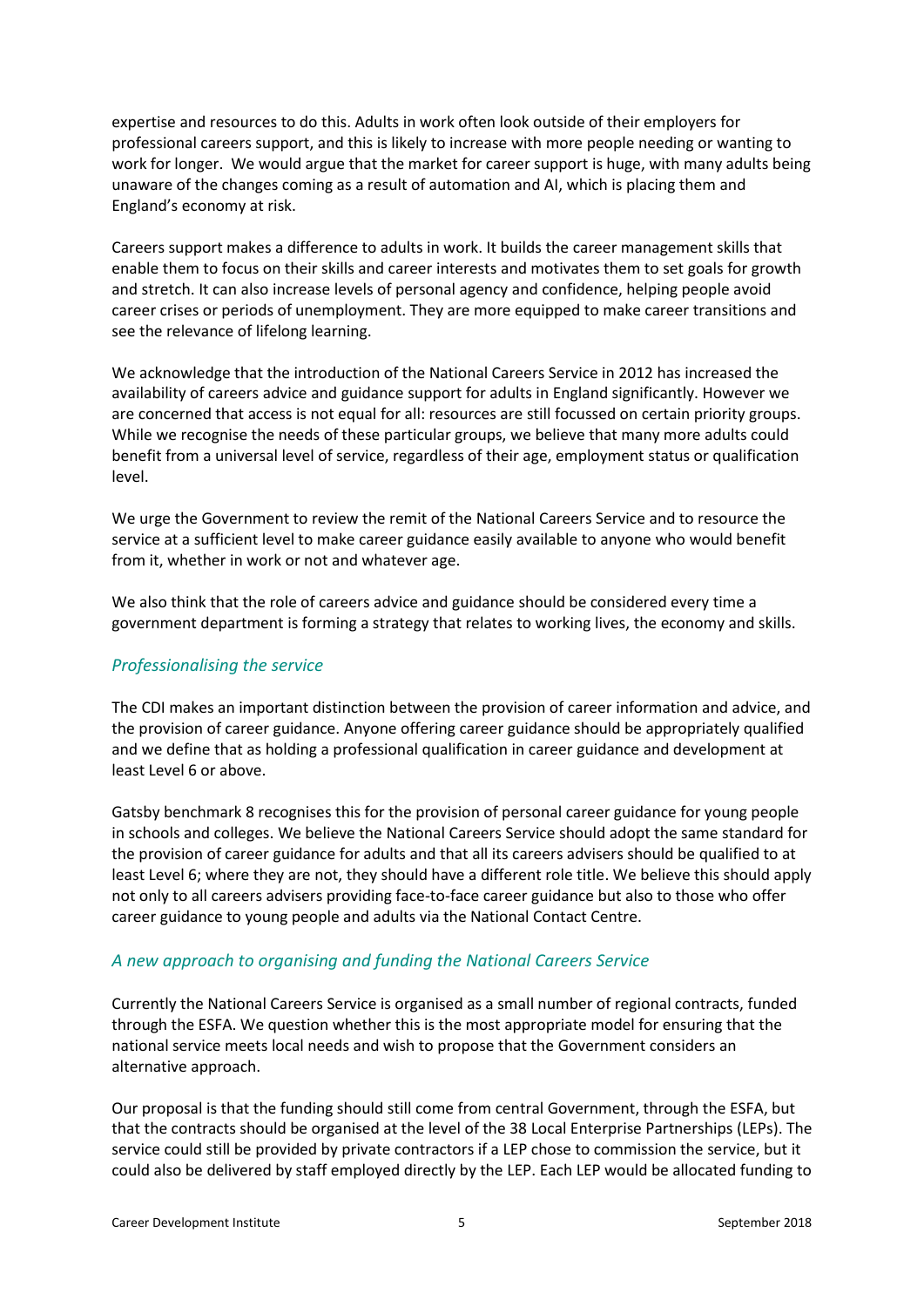expertise and resources to do this. Adults in work often look outside of their employers for professional careers support, and this is likely to increase with more people needing or wanting to work for longer. We would argue that the market for career support is huge, with many adults being unaware of the changes coming as a result of automation and AI, which is placing them and England's economy at risk.

Careers support makes a difference to adults in work. It builds the career management skills that enable them to focus on their skills and career interests and motivates them to set goals for growth and stretch. It can also increase levels of personal agency and confidence, helping people avoid career crises or periods of unemployment. They are more equipped to make career transitions and see the relevance of lifelong learning.

We acknowledge that the introduction of the National Careers Service in 2012 has increased the availability of careers advice and guidance support for adults in England significantly. However we are concerned that access is not equal for all: resources are still focussed on certain priority groups. While we recognise the needs of these particular groups, we believe that many more adults could benefit from a universal level of service, regardless of their age, employment status or qualification level.

We urge the Government to review the remit of the National Careers Service and to resource the service at a sufficient level to make career guidance easily available to anyone who would benefit from it, whether in work or not and whatever age.

We also think that the role of careers advice and guidance should be considered every time a government department is forming a strategy that relates to working lives, the economy and skills.

### *Professionalising the service*

The CDI makes an important distinction between the provision of career information and advice, and the provision of career guidance. Anyone offering career guidance should be appropriately qualified and we define that as holding a professional qualification in career guidance and development at least Level 6 or above.

Gatsby benchmark 8 recognises this for the provision of personal career guidance for young people in schools and colleges. We believe the National Careers Service should adopt the same standard for the provision of career guidance for adults and that all its careers advisers should be qualified to at least Level 6; where they are not, they should have a different role title. We believe this should apply not only to all careers advisers providing face-to-face career guidance but also to those who offer career guidance to young people and adults via the National Contact Centre.

### *A new approach to organising and funding the National Careers Service*

Currently the National Careers Service is organised as a small number of regional contracts, funded through the ESFA. We question whether this is the most appropriate model for ensuring that the national service meets local needs and wish to propose that the Government considers an alternative approach.

Our proposal is that the funding should still come from central Government, through the ESFA, but that the contracts should be organised at the level of the 38 Local Enterprise Partnerships (LEPs). The service could still be provided by private contractors if a LEP chose to commission the service, but it could also be delivered by staff employed directly by the LEP. Each LEP would be allocated funding to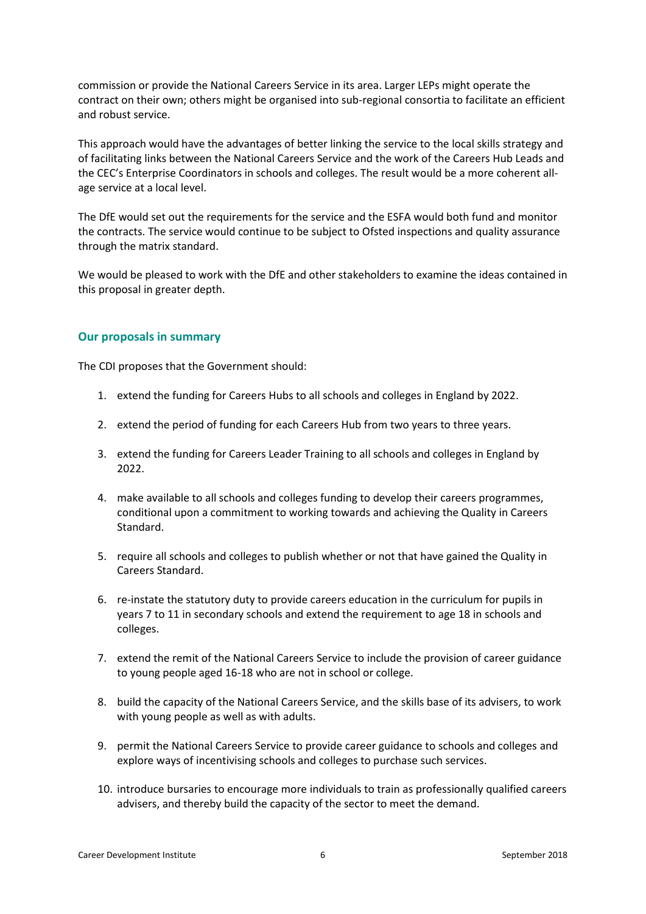commission or provide the National Careers Service in its area. Larger LEPs might operate the contract on their own; others might be organised into sub-regional consortia to facilitate an efficient and robust service.

This approach would have the advantages of better linking the service to the local skills strategy and of facilitating links between the National Careers Service and the work of the Careers Hub Leads and the CEC's Enterprise Coordinators in schools and colleges. The result would be a more coherent all-age service at a local level.

The DfE would set out the requirements for the service and the ESFA would both fund and monitor the contracts. The service would continue to be subject to Ofsted inspections and quality assurance through the matrix standard.

We would be pleased to work with the DfE and other stakeholders to examine the ideas contained in this proposal in greater depth.

### Our proposals in summary

The CDI proposes that the Government should:

1. extend the funding for Careers Hubs to all schools and colleges in England by 2022.
2. extend the period of funding for each Careers Hub from two years to three years.
3. extend the funding for Careers Leader Training to all schools and colleges in England by 2022.
4. make available to all schools and colleges funding to develop their careers programmes, conditional upon a commitment to working towards and achieving the Quality in Careers Standard.
5. require all schools and colleges to publish whether or not that have gained the Quality in Careers Standard.
6. re-instate the statutory duty to provide careers education in the curriculum for pupils in years 7 to 11 in secondary schools and extend the requirement to age 18 in schools and colleges.
7. extend the remit of the National Careers Service to include the provision of career guidance to young people aged 16-18 who are not in school or college.
8. build the capacity of the National Careers Service, and the skills base of its advisers, to work with young people as well as with adults.
9. permit the National Careers Service to provide career guidance to schools and colleges and explore ways of incentivising schools and colleges to purchase such services.
10. introduce bursaries to encourage more individuals to train as professionally qualified careers advisers, and thereby build the capacity of the sector to meet the demand.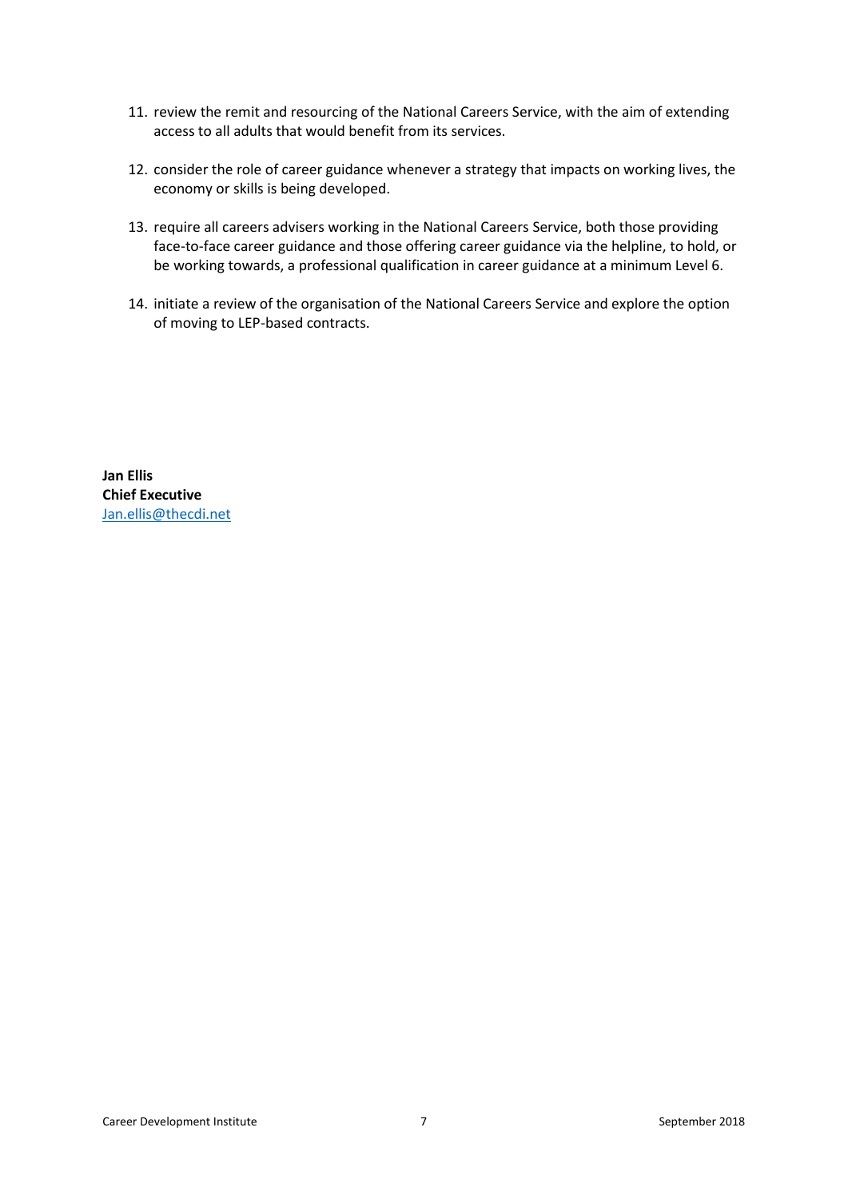11. review the remit and resourcing of the National Careers Service, with the aim of extending access to all adults that would benefit from its services.

12. consider the role of career guidance whenever a strategy that impacts on working lives, the economy or skills is being developed.

13. require all careers advisers working in the National Careers Service, both those providing face-to-face career guidance and those offering career guidance via the helpline, to hold, or be working towards, a professional qualification in career guidance at a minimum Level 6.

14. initiate a review of the organisation of the National Careers Service and explore the option of moving to LEP-based contracts.

**Jan Ellis**
**Chief Executive**
Jan.ellis@thecdi.net